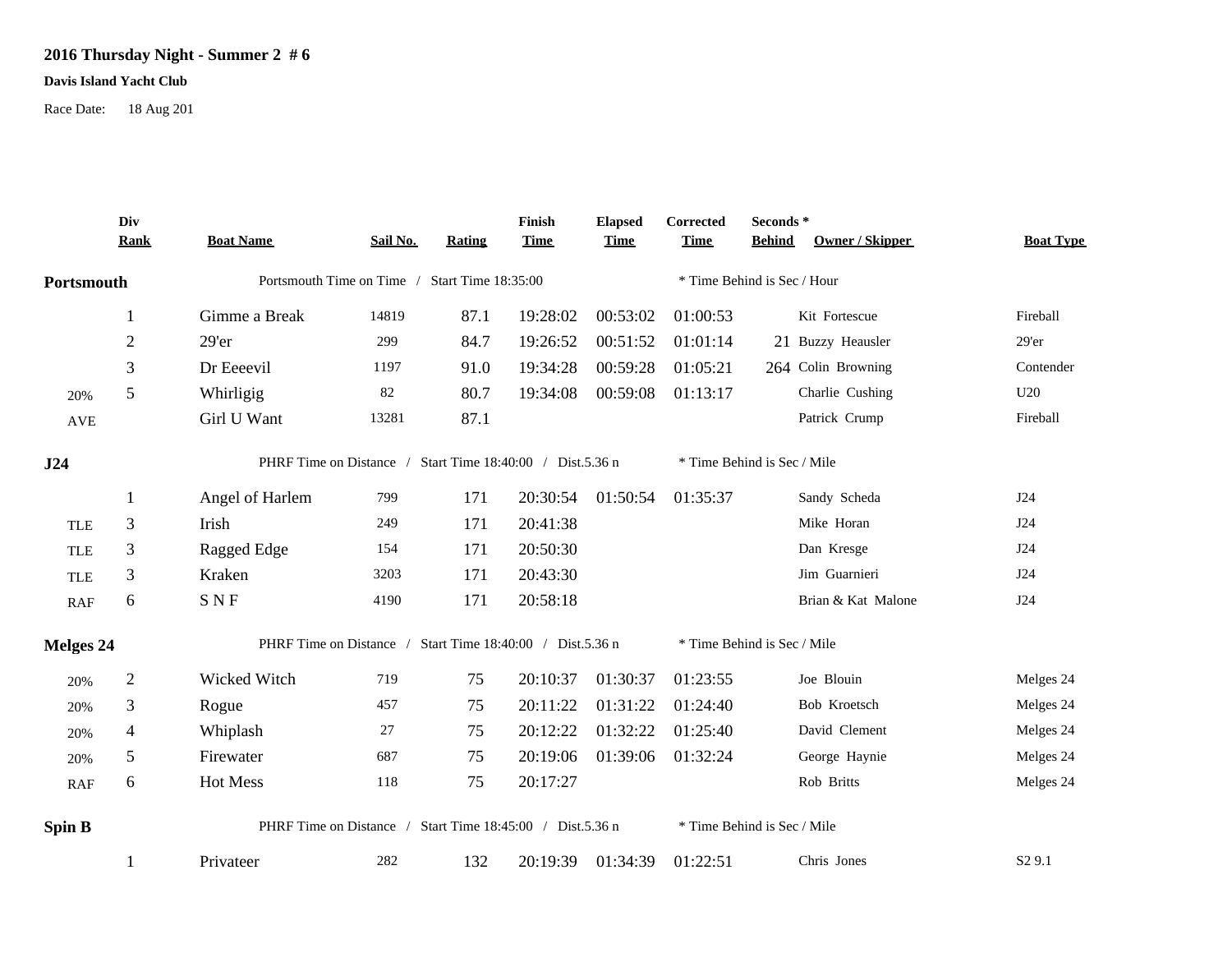## 2016 Thursday Night - Summer 2 # 6

**Davis Island Yacht Club**

Race Date: 18 Aug 201

| | Div Rank | Boat Name | Sail No. | Rating | Finish Time | Elapsed Time | Corrected Time | Seconds * Behind | Owner / Skipper | Boat Type |
|---|---|---|---|---|---|---|---|---|---|---|
| **Portsmouth** | | Portsmouth Time on Time / Start Time 18:35:00 | | | | | * Time Behind is Sec / Hour | | | |
| | 1 | Gimme a Break | 14819 | 87.1 | 19:28:02 | 00:53:02 | 01:00:53 | | Kit Fortescue | Fireball |
| | 2 | 29'er | 299 | 84.7 | 19:26:52 | 00:51:52 | 01:01:14 | 21 | Buzzy Heausler | 29'er |
| | 3 | Dr Eeeevil | 1197 | 91.0 | 19:34:28 | 00:59:28 | 01:05:21 | 264 | Colin Browning | Contender |
| 20% | 5 | Whirligig | 82 | 80.7 | 19:34:08 | 00:59:08 | 01:13:17 | | Charlie Cushing | U20 |
| AVE | | Girl U Want | 13281 | 87.1 | | | | | Patrick Crump | Fireball |
| **J24** | | PHRF Time on Distance / Start Time 18:40:00 / Dist.5.36 n | | | | | * Time Behind is Sec / Mile | | | |
| | 1 | Angel of Harlem | 799 | 171 | 20:30:54 | 01:50:54 | 01:35:37 | | Sandy Scheda | J24 |
| TLE | 3 | Irish | 249 | 171 | 20:41:38 | | | | Mike Horan | J24 |
| TLE | 3 | Ragged Edge | 154 | 171 | 20:50:30 | | | | Dan Kresge | J24 |
| TLE | 3 | Kraken | 3203 | 171 | 20:43:30 | | | | Jim Guarnieri | J24 |
| RAF | 6 | S N F | 4190 | 171 | 20:58:18 | | | | Brian & Kat Malone | J24 |
| **Melges 24** | | PHRF Time on Distance / Start Time 18:40:00 / Dist.5.36 n | | | | | * Time Behind is Sec / Mile | | | |
| 20% | 2 | Wicked Witch | 719 | 75 | 20:10:37 | 01:30:37 | 01:23:55 | | Joe Blouin | Melges 24 |
| 20% | 3 | Rogue | 457 | 75 | 20:11:22 | 01:31:22 | 01:24:40 | | Bob Kroetsch | Melges 24 |
| 20% | 4 | Whiplash | 27 | 75 | 20:12:22 | 01:32:22 | 01:25:40 | | David Clement | Melges 24 |
| 20% | 5 | Firewater | 687 | 75 | 20:19:06 | 01:39:06 | 01:32:24 | | George Haynie | Melges 24 |
| RAF | 6 | Hot Mess | 118 | 75 | 20:17:27 | | | | Rob Britts | Melges 24 |
| **Spin B** | | PHRF Time on Distance / Start Time 18:45:00 / Dist.5.36 n | | | | | * Time Behind is Sec / Mile | | | |
| | 1 | Privateer | 282 | 132 | 20:19:39 | 01:34:39 | 01:22:51 | | Chris Jones | S2 9.1 |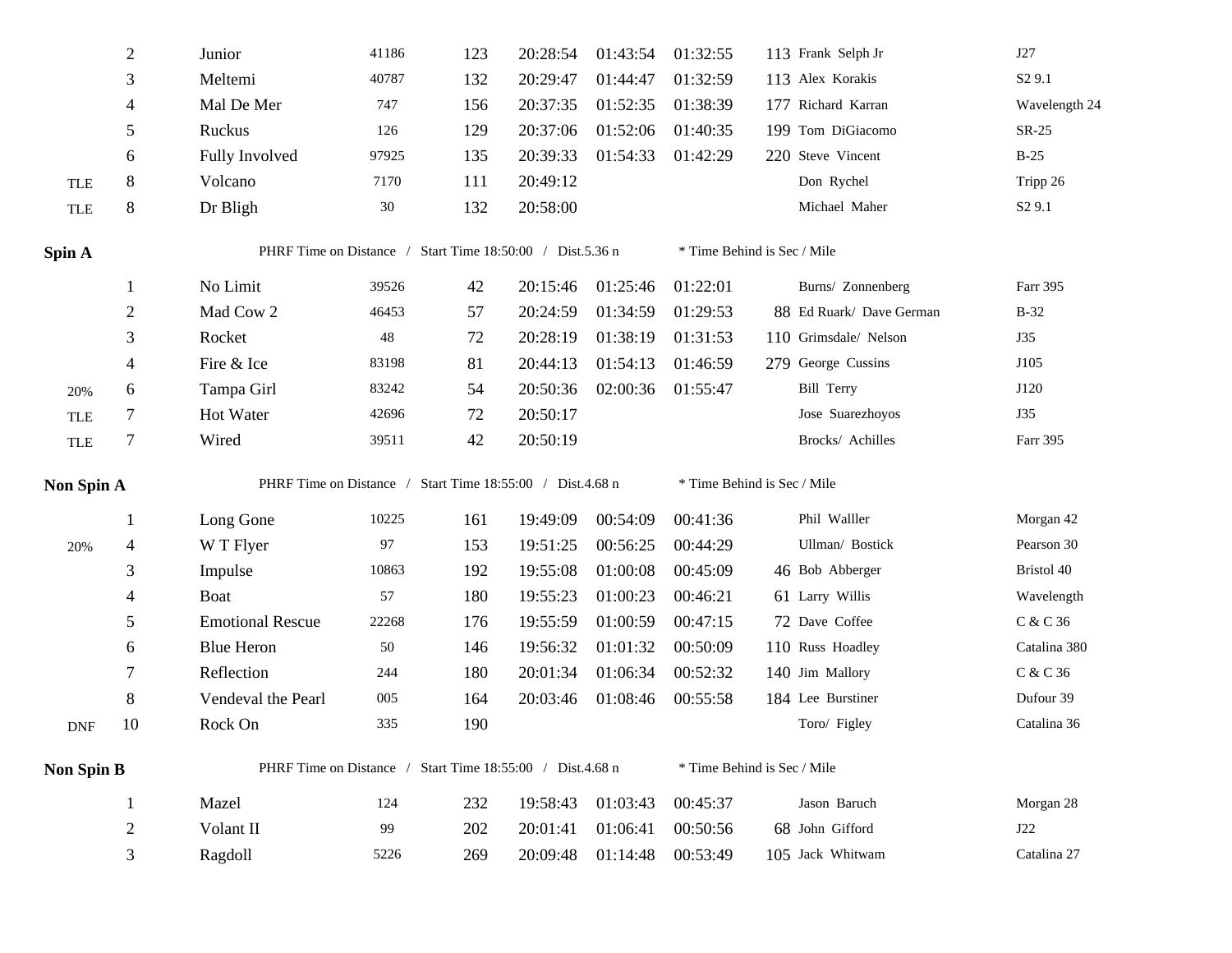| | Place | Boat | Sail # | Rating | Finish | Elapsed | Corrected | Behind | Skipper | Type |
|---|---|---|---|---|---|---|---|---|---|---|
| | 2 | Junior | 41186 | 123 | 20:28:54 | 01:43:54 | 01:32:55 | 113 | Frank Selph Jr | J27 |
| | 3 | Meltemi | 40787 | 132 | 20:29:47 | 01:44:47 | 01:32:59 | 113 | Alex Korakis | S2 9.1 |
| | 4 | Mal De Mer | 747 | 156 | 20:37:35 | 01:52:35 | 01:38:39 | 177 | Richard Karran | Wavelength 24 |
| | 5 | Ruckus | 126 | 129 | 20:37:06 | 01:52:06 | 01:40:35 | 199 | Tom DiGiacomo | SR-25 |
| | 6 | Fully Involved | 97925 | 135 | 20:39:33 | 01:54:33 | 01:42:29 | 220 | Steve Vincent | B-25 |
| TLE | 8 | Volcano | 7170 | 111 | 20:49:12 | | | | Don Rychel | Tripp 26 |
| TLE | 8 | Dr Bligh | 30 | 132 | 20:58:00 | | | | Michael Maher | S2 9.1 |

**Spin A** — PHRF Time on Distance / Start Time 18:50:00 / Dist.5.36 n — * Time Behind is Sec / Mile

| | Place | Boat | Sail # | Rating | Finish | Elapsed | Corrected | Behind | Skipper | Type |
|---|---|---|---|---|---|---|---|---|---|---|
| | 1 | No Limit | 39526 | 42 | 20:15:46 | 01:25:46 | 01:22:01 | | Burns/ Zonnenberg | Farr 395 |
| | 2 | Mad Cow 2 | 46453 | 57 | 20:24:59 | 01:34:59 | 01:29:53 | 88 | Ed Ruark/ Dave German | B-32 |
| | 3 | Rocket | 48 | 72 | 20:28:19 | 01:38:19 | 01:31:53 | 110 | Grimsdale/ Nelson | J35 |
| | 4 | Fire & Ice | 83198 | 81 | 20:44:13 | 01:54:13 | 01:46:59 | 279 | George Cussins | J105 |
| 20% | 6 | Tampa Girl | 83242 | 54 | 20:50:36 | 02:00:36 | 01:55:47 | | Bill Terry | J120 |
| TLE | 7 | Hot Water | 42696 | 72 | 20:50:17 | | | | Jose Suarezhoyos | J35 |
| TLE | 7 | Wired | 39511 | 42 | 20:50:19 | | | | Brocks/ Achilles | Farr 395 |

**Non Spin A** — PHRF Time on Distance / Start Time 18:55:00 / Dist.4.68 n — * Time Behind is Sec / Mile

| | Place | Boat | Sail # | Rating | Finish | Elapsed | Corrected | Behind | Skipper | Type |
|---|---|---|---|---|---|---|---|---|---|---|
| | 1 | Long Gone | 10225 | 161 | 19:49:09 | 00:54:09 | 00:41:36 | | Phil Walller | Morgan 42 |
| 20% | 4 | W T Flyer | 97 | 153 | 19:51:25 | 00:56:25 | 00:44:29 | | Ullman/ Bostick | Pearson 30 |
| | 3 | Impulse | 10863 | 192 | 19:55:08 | 01:00:08 | 00:45:09 | 46 | Bob Abberger | Bristol 40 |
| | 4 | Boat | 57 | 180 | 19:55:23 | 01:00:23 | 00:46:21 | 61 | Larry Willis | Wavelength |
| | 5 | Emotional Rescue | 22268 | 176 | 19:55:59 | 01:00:59 | 00:47:15 | 72 | Dave Coffee | C & C 36 |
| | 6 | Blue Heron | 50 | 146 | 19:56:32 | 01:01:32 | 00:50:09 | 110 | Russ Hoadley | Catalina 380 |
| | 7 | Reflection | 244 | 180 | 20:01:34 | 01:06:34 | 00:52:32 | 140 | Jim Mallory | C & C 36 |
| | 8 | Vendeval the Pearl | 005 | 164 | 20:03:46 | 01:08:46 | 00:55:58 | 184 | Lee Burstiner | Dufour 39 |
| DNF | 10 | Rock On | 335 | 190 | | | | | Toro/ Figley | Catalina 36 |

**Non Spin B** — PHRF Time on Distance / Start Time 18:55:00 / Dist.4.68 n — * Time Behind is Sec / Mile

| | Place | Boat | Sail # | Rating | Finish | Elapsed | Corrected | Behind | Skipper | Type |
|---|---|---|---|---|---|---|---|---|---|---|
| | 1 | Mazel | 124 | 232 | 19:58:43 | 01:03:43 | 00:45:37 | | Jason Baruch | Morgan 28 |
| | 2 | Volant II | 99 | 202 | 20:01:41 | 01:06:41 | 00:50:56 | 68 | John Gifford | J22 |
| | 3 | Ragdoll | 5226 | 269 | 20:09:48 | 01:14:48 | 00:53:49 | 105 | Jack Whitwam | Catalina 27 |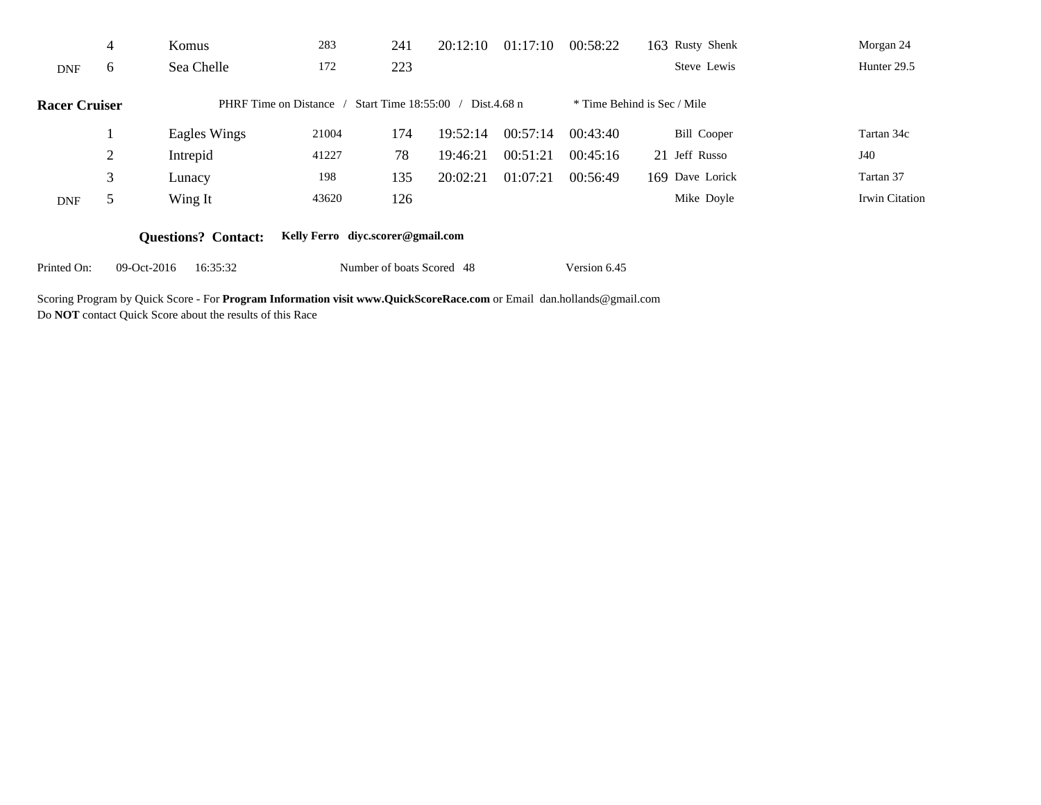| | | | | | | | | | | |
|---|---|---|---|---|---|---|---|---|---|---|
| | 4 | Komus | 283 | 241 | 20:12:10 | 01:17:10 | 00:58:22 | 163 | Rusty Shenk | Morgan 24 |
| DNF | 6 | Sea Chelle | 172 | 223 | | | | | Steve Lewis | Hunter 29.5 |

**Racer Cruiser** PHRF Time on Distance / Start Time 18:55:00 / Dist.4.68 n * Time Behind is Sec / Mile

| | | | | | | | | | | |
|---|---|---|---|---|---|---|---|---|---|---|
| | 1 | Eagles Wings | 21004 | 174 | 19:52:14 | 00:57:14 | 00:43:40 | | Bill Cooper | Tartan 34c |
| | 2 | Intrepid | 41227 | 78 | 19:46:21 | 00:51:21 | 00:45:16 | 21 | Jeff Russo | J40 |
| | 3 | Lunacy | 198 | 135 | 20:02:21 | 01:07:21 | 00:56:49 | 169 | Dave Lorick | Tartan 37 |
| DNF | 5 | Wing It | 43620 | 126 | | | | | Mike Doyle | Irwin Citation |

**Questions? Contact:** **Kelly Ferro diyc.scorer@gmail.com**

Printed On: 09-Oct-2016 16:35:32 Number of boats Scored 48 Version 6.45

Scoring Program by Quick Score - For **Program Information visit www.QuickScoreRace.com** or Email dan.hollands@gmail.com
Do **NOT** contact Quick Score about the results of this Race